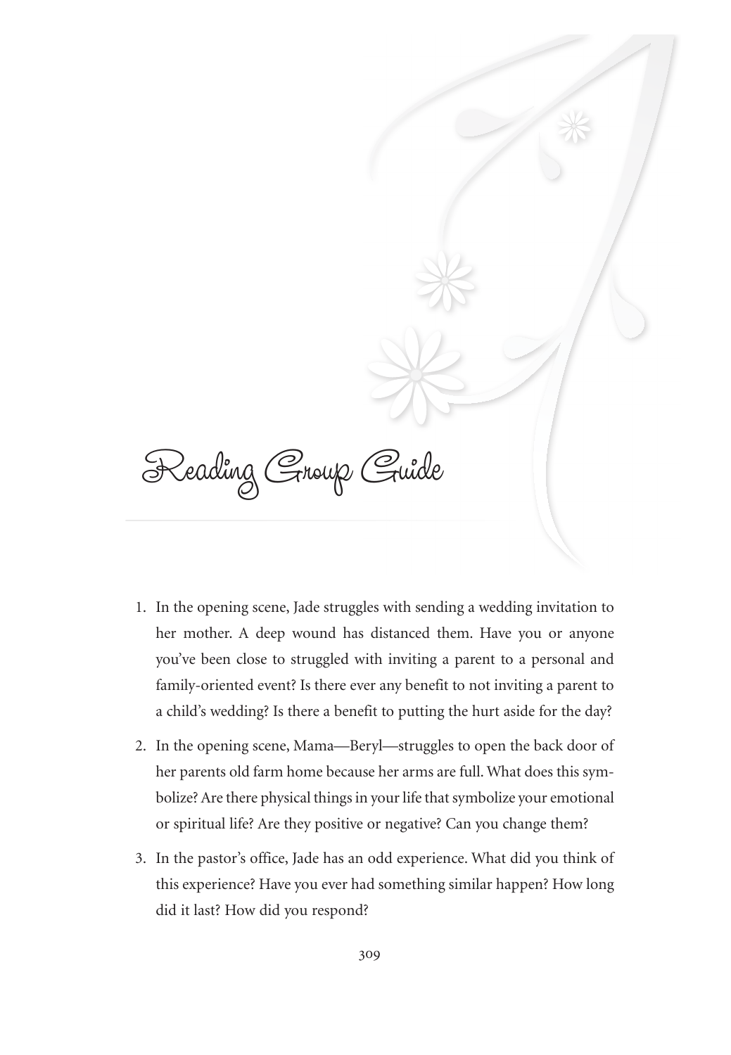# Reading Group Guide

1. In the opening scene, Jade struggles with sending a wedding invitation to her mother. A deep wound has distanced them. Have you or anyone you've been close to struggled with inviting a parent to a personal and family-oriented event? Is there ever any benefit to not inviting a parent to a child's wedding? Is there a benefit to putting the hurt aside for the day?

2. In the opening scene, Mama—Beryl—struggles to open the back door of her parents old farm home because her arms are full. What does this symbolize? Are there physical things in your life that symbolize your emotional or spiritual life? Are they positive or negative? Can you change them?

3. In the pastor's office, Jade has an odd experience. What did you think of this experience? Have you ever had something similar happen? How long did it last? How did you respond?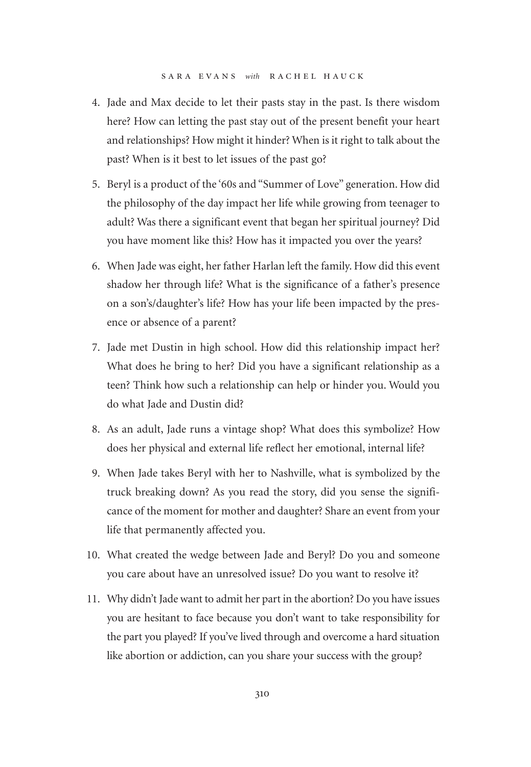4. Jade and Max decide to let their pasts stay in the past. Is there wisdom here? How can letting the past stay out of the present benefit your heart and relationships? How might it hinder? When is it right to talk about the past? When is it best to let issues of the past go?
5. Beryl is a product of the '60s and "Summer of Love" generation. How did the philosophy of the day impact her life while growing from teenager to adult? Was there a significant event that began her spiritual journey? Did you have moment like this? How has it impacted you over the years?
6. When Jade was eight, her father Harlan left the family. How did this event shadow her through life? What is the significance of a father's presence on a son's/daughter's life? How has your life been impacted by the presence or absence of a parent?
7. Jade met Dustin in high school. How did this relationship impact her? What does he bring to her? Did you have a significant relationship as a teen? Think how such a relationship can help or hinder you. Would you do what Jade and Dustin did?
8. As an adult, Jade runs a vintage shop? What does this symbolize? How does her physical and external life reflect her emotional, internal life?
9. When Jade takes Beryl with her to Nashville, what is symbolized by the truck breaking down? As you read the story, did you sense the significance of the moment for mother and daughter? Share an event from your life that permanently affected you.
10. What created the wedge between Jade and Beryl? Do you and someone you care about have an unresolved issue? Do you want to resolve it?
11. Why didn't Jade want to admit her part in the abortion? Do you have issues you are hesitant to face because you don't want to take responsibility for the part you played? If you've lived through and overcome a hard situation like abortion or addiction, can you share your success with the group?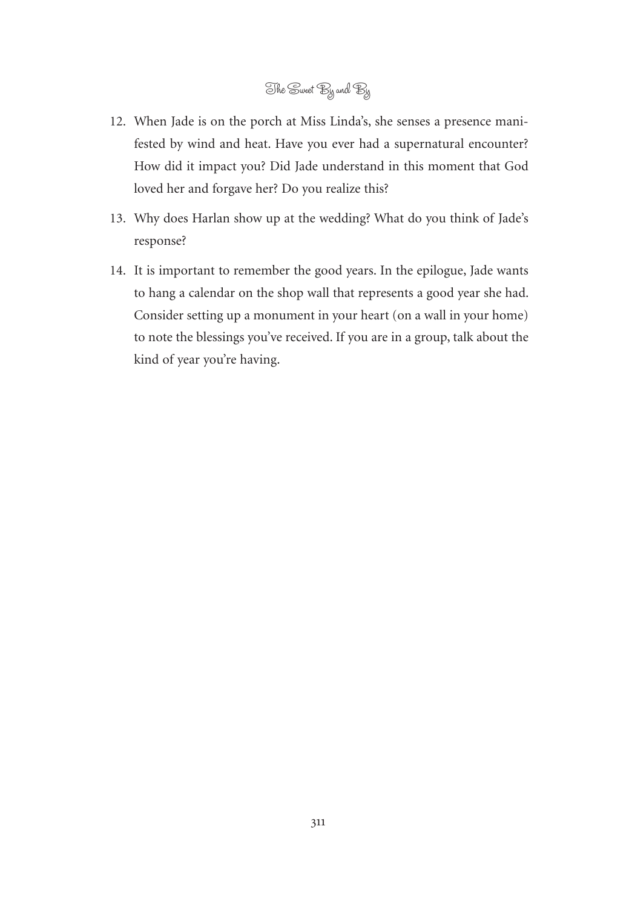12. When Jade is on the porch at Miss Linda's, she senses a presence manifested by wind and heat. Have you ever had a supernatural encounter? How did it impact you? Did Jade understand in this moment that God loved her and forgave her? Do you realize this?
13. Why does Harlan show up at the wedding? What do you think of Jade's response?
14. It is important to remember the good years. In the epilogue, Jade wants to hang a calendar on the shop wall that represents a good year she had. Consider setting up a monument in your heart (on a wall in your home) to note the blessings you've received. If you are in a group, talk about the kind of year you're having.